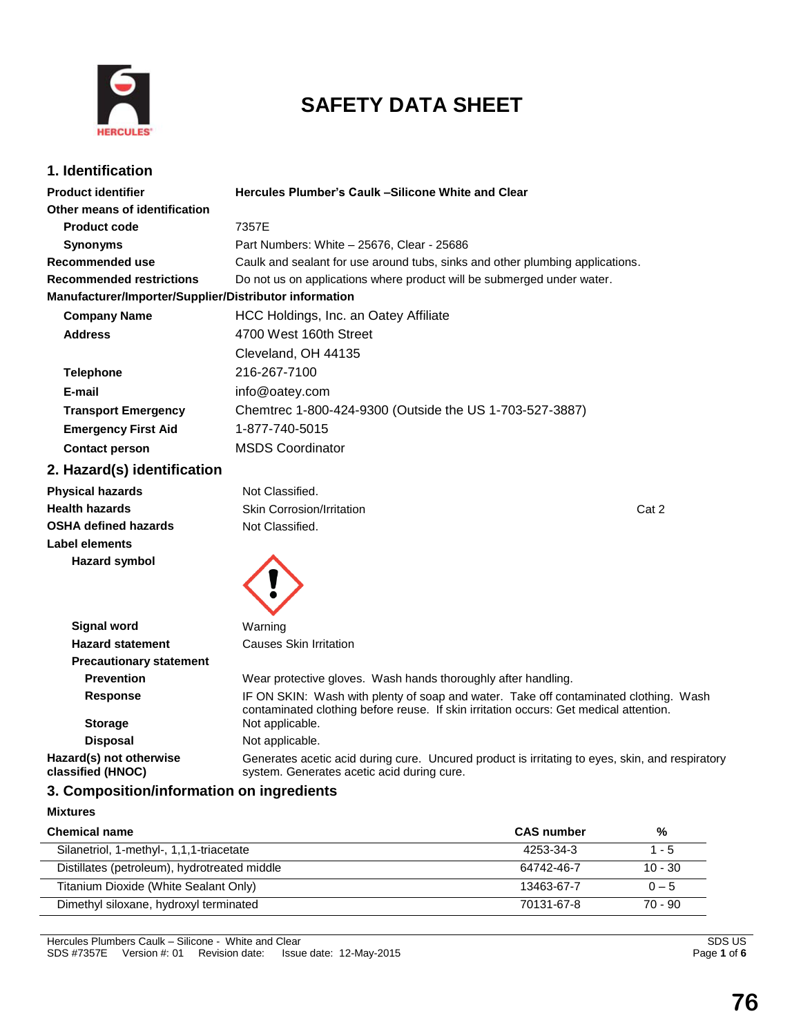# SAFETY DATA SHEET

## 1. Identification

| | |
|---|---|
| **Product identifier** | **Hercules Plumber's Caulk –Silicone White and Clear** |
| **Other means of identification** | |
| **Product code** | 7357E |
| **Synonyms** | Part Numbers: White – 25676, Clear - 25686 |
| **Recommended use** | Caulk and sealant for use around tubs, sinks and other plumbing applications. |
| **Recommended restrictions** | Do not us on applications where product will be submerged under water. |

**Manufacturer/Importer/Supplier/Distributor information**

| | |
|---|---|
| **Company Name** | HCC Holdings, Inc. an Oatey Affiliate |
| **Address** | 4700 West 160th Street<br>Cleveland, OH 44135 |
| **Telephone** | 216-267-7100 |
| **E-mail** | info@oatey.com |
| **Transport Emergency** | Chemtrec 1-800-424-9300 (Outside the US 1-703-527-3887) |
| **Emergency First Aid** | 1-877-740-5015 |
| **Contact person** | MSDS Coordinator |

## 2. Hazard(s) identification

| | | |
|---|---|---|
| **Physical hazards** | Not Classified. | |
| **Health hazards** | Skin Corrosion/Irritation | Cat 2 |
| **OSHA defined hazards** | Not Classified. | |

**Label elements**

**Hazard symbol**

| | |
|---|---|
| **Signal word** | Warning |
| **Hazard statement** | Causes Skin Irritation |
| **Precautionary statement** | |
| **Prevention** | Wear protective gloves. Wash hands thoroughly after handling. |
| **Response** | IF ON SKIN: Wash with plenty of soap and water. Take off contaminated clothing. Wash contaminated clothing before reuse. If skin irritation occurs: Get medical attention. |
| **Storage** | Not applicable. |
| **Disposal** | Not applicable. |
| **Hazard(s) not otherwise classified (HNOC)** | Generates acetic acid during cure. Uncured product is irritating to eyes, skin, and respiratory system. Generates acetic acid during cure. |

## 3. Composition/information on ingredients

**Mixtures**

| Chemical name | CAS number | % |
|---|---|---|
| Silanetriol, 1-methyl-, 1,1,1-triacetate | 4253-34-3 | 1 - 5 |
| Distillates (petroleum), hydrotreated middle | 64742-46-7 | 10 - 30 |
| Titanium Dioxide (White Sealant Only) | 13463-67-7 | 0 – 5 |
| Dimethyl siloxane, hydroxyl terminated | 70131-67-8 | 70 - 90 |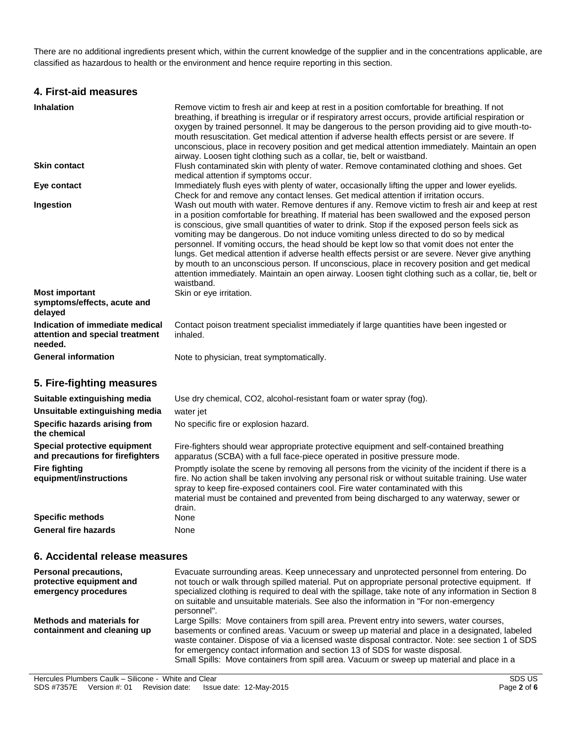There are no additional ingredients present which, within the current knowledge of the supplier and in the concentrations applicable, are classified as hazardous to health or the environment and hence require reporting in this section.

## 4. First-aid measures

| | |
|---|---|
| **Inhalation** | Remove victim to fresh air and keep at rest in a position comfortable for breathing. If not breathing, if breathing is irregular or if respiratory arrest occurs, provide artificial respiration or oxygen by trained personnel. It may be dangerous to the person providing aid to give mouth-to-mouth resuscitation. Get medical attention if adverse health effects persist or are severe. If unconscious, place in recovery position and get medical attention immediately. Maintain an open airway. Loosen tight clothing such as a collar, tie, belt or waistband. |
| **Skin contact** | Flush contaminated skin with plenty of water. Remove contaminated clothing and shoes. Get medical attention if symptoms occur. |
| **Eye contact** | Immediately flush eyes with plenty of water, occasionally lifting the upper and lower eyelids. Check for and remove any contact lenses. Get medical attention if irritation occurs. |
| **Ingestion** | Wash out mouth with water. Remove dentures if any. Remove victim to fresh air and keep at rest in a position comfortable for breathing. If material has been swallowed and the exposed person is conscious, give small quantities of water to drink. Stop if the exposed person feels sick as vomiting may be dangerous. Do not induce vomiting unless directed to do so by medical personnel. If vomiting occurs, the head should be kept low so that vomit does not enter the lungs. Get medical attention if adverse health effects persist or are severe. Never give anything by mouth to an unconscious person. If unconscious, place in recovery position and get medical attention immediately. Maintain an open airway. Loosen tight clothing such as a collar, tie, belt or waistband. |
| **Most important symptoms/effects, acute and delayed** | Skin or eye irritation. |
| **Indication of immediate medical attention and special treatment needed.** | Contact poison treatment specialist immediately if large quantities have been ingested or inhaled. |
| **General information** | Note to physician, treat symptomatically. |

## 5. Fire-fighting measures

| | |
|---|---|
| **Suitable extinguishing media** | Use dry chemical, CO2, alcohol-resistant foam or water spray (fog). |
| **Unsuitable extinguishing media** | water jet |
| **Specific hazards arising from the chemical** | No specific fire or explosion hazard. |
| **Special protective equipment and precautions for firefighters** | Fire-fighters should wear appropriate protective equipment and self-contained breathing apparatus (SCBA) with a full face-piece operated in positive pressure mode. |
| **Fire fighting equipment/instructions** | Promptly isolate the scene by removing all persons from the vicinity of the incident if there is a fire. No action shall be taken involving any personal risk or without suitable training. Use water spray to keep fire-exposed containers cool. Fire water contaminated with this material must be contained and prevented from being discharged to any waterway, sewer or drain. |
| **Specific methods** | None |
| **General fire hazards** | None |

## 6. Accidental release measures

| | |
|---|---|
| **Personal precautions, protective equipment and emergency procedures** | Evacuate surrounding areas. Keep unnecessary and unprotected personnel from entering. Do not touch or walk through spilled material. Put on appropriate personal protective equipment. If specialized clothing is required to deal with the spillage, take note of any information in Section 8 on suitable and unsuitable materials. See also the information in "For non-emergency personnel". |
| **Methods and materials for containment and cleaning up** | Large Spills: Move containers from spill area. Prevent entry into sewers, water courses, basements or confined areas. Vacuum or sweep up material and place in a designated, labeled waste container. Dispose of via a licensed waste disposal contractor. Note: see section 1 of SDS for emergency contact information and section 13 of SDS for waste disposal.<br>Small Spills: Move containers from spill area. Vacuum or sweep up material and place in a |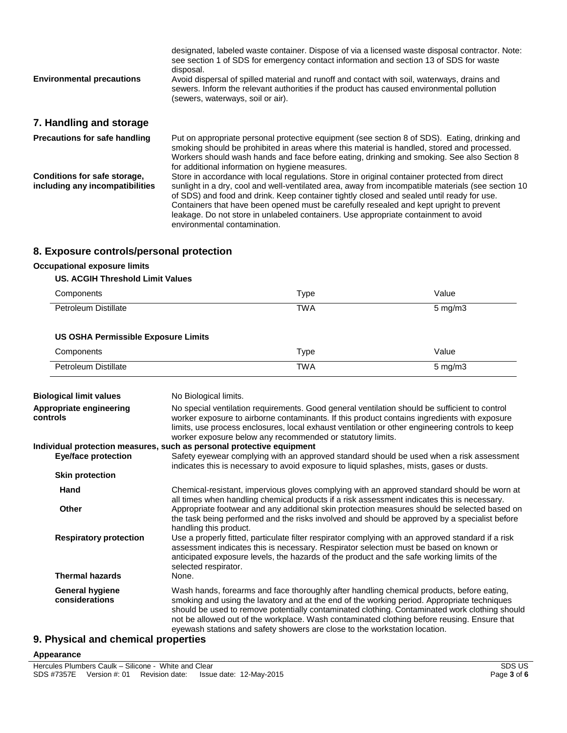designated, labeled waste container. Dispose of via a licensed waste disposal contractor. Note: see section 1 of SDS for emergency contact information and section 13 of SDS for waste disposal.

**Environmental precautions**
Avoid dispersal of spilled material and runoff and contact with soil, waterways, drains and sewers. Inform the relevant authorities if the product has caused environmental pollution (sewers, waterways, soil or air).

## 7. Handling and storage

**Precautions for safe handling**
Put on appropriate personal protective equipment (see section 8 of SDS). Eating, drinking and smoking should be prohibited in areas where this material is handled, stored and processed. Workers should wash hands and face before eating, drinking and smoking. See also Section 8 for additional information on hygiene measures.

**Conditions for safe storage, including any incompatibilities**
Store in accordance with local regulations. Store in original container protected from direct sunlight in a dry, cool and well-ventilated area, away from incompatible materials (see section 10 of SDS) and food and drink. Keep container tightly closed and sealed until ready for use. Containers that have been opened must be carefully resealed and kept upright to prevent leakage. Do not store in unlabeled containers. Use appropriate containment to avoid environmental contamination.

## 8. Exposure controls/personal protection

**Occupational exposure limits**

**US. ACGIH Threshold Limit Values**

| Components | Type | Value |
|---|---|---|
| Petroleum Distillate | TWA | 5 mg/m3 |

**US OSHA Permissible Exposure Limits**

| Components | Type | Value |
|---|---|---|
| Petroleum Distillate | TWA | 5 mg/m3 |

**Biological limit values**
No Biological limits.

**Appropriate engineering controls**
No special ventilation requirements. Good general ventilation should be sufficient to control worker exposure to airborne contaminants. If this product contains ingredients with exposure limits, use process enclosures, local exhaust ventilation or other engineering controls to keep worker exposure below any recommended or statutory limits.

**Individual protection measures, such as personal protective equipment**

**Eye/face protection**
Safety eyewear complying with an approved standard should be used when a risk assessment indicates this is necessary to avoid exposure to liquid splashes, mists, gases or dusts.

**Skin protection**

**Hand**
Chemical-resistant, impervious gloves complying with an approved standard should be worn at all times when handling chemical products if a risk assessment indicates this is necessary.

**Other**
Appropriate footwear and any additional skin protection measures should be selected based on the task being performed and the risks involved and should be approved by a specialist before handling this product.

**Respiratory protection**
Use a properly fitted, particulate filter respirator complying with an approved standard if a risk assessment indicates this is necessary. Respirator selection must be based on known or anticipated exposure levels, the hazards of the product and the safe working limits of the selected respirator.

**Thermal hazards**
None.

**General hygiene considerations**
Wash hands, forearms and face thoroughly after handling chemical products, before eating, smoking and using the lavatory and at the end of the working period. Appropriate techniques should be used to remove potentially contaminated clothing. Contaminated work clothing should not be allowed out of the workplace. Wash contaminated clothing before reusing. Ensure that eyewash stations and safety showers are close to the workstation location.

## 9. Physical and chemical properties

**Appearance**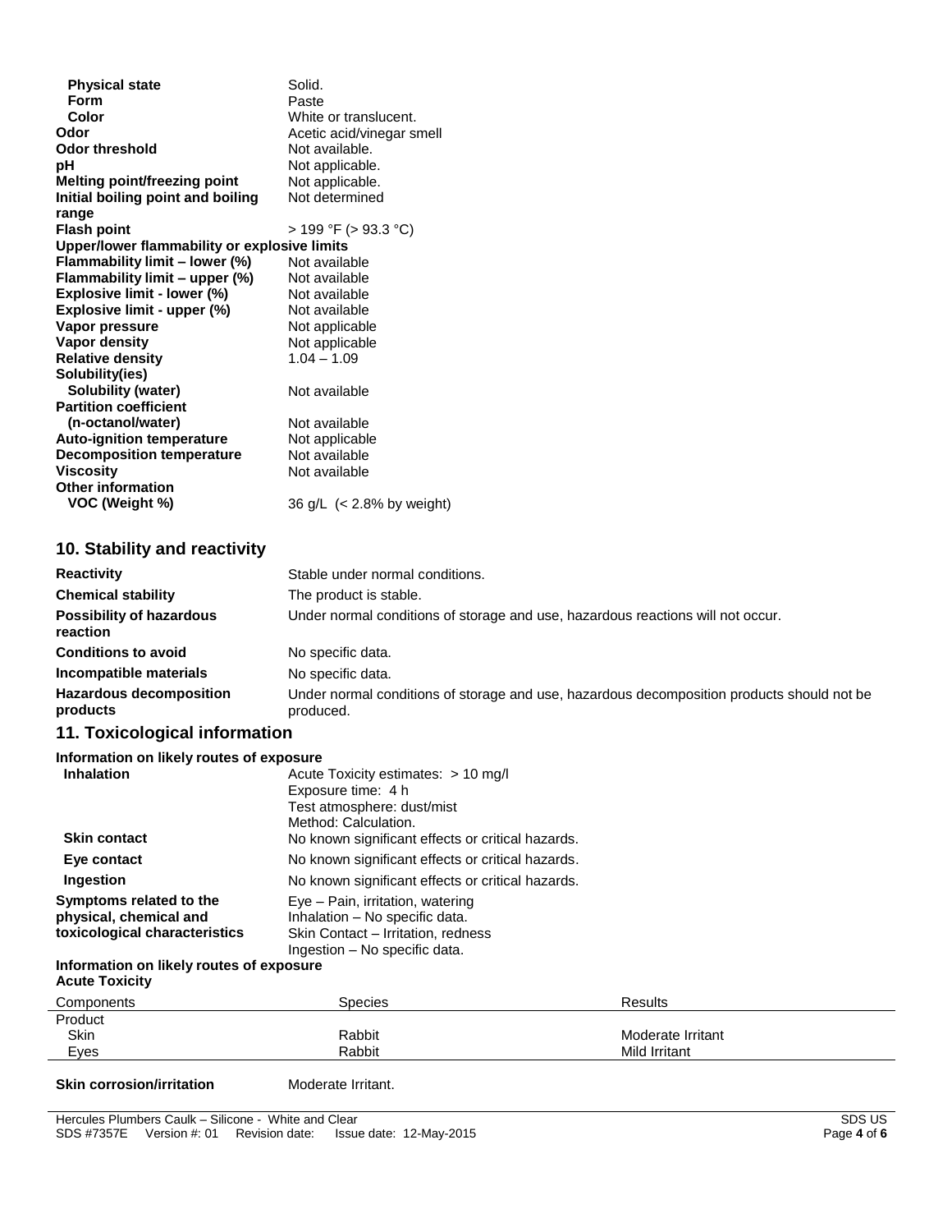| | |
|---|---|
| **Physical state** | Solid. |
| **Form** | Paste |
| **Color** | White or translucent. |
| **Odor** | Acetic acid/vinegar smell |
| **Odor threshold** | Not available. |
| **pH** | Not applicable. |
| **Melting point/freezing point** | Not applicable. |
| **Initial boiling point and boiling range** | Not determined |
| **Flash point** | > 199 °F (> 93.3 °C) |
| **Upper/lower flammability or explosive limits** | |
| **Flammability limit – lower (%)** | Not available |
| **Flammability limit – upper (%)** | Not available |
| **Explosive limit - lower (%)** | Not available |
| **Explosive limit - upper (%)** | Not available |
| **Vapor pressure** | Not applicable |
| **Vapor density** | Not applicable |
| **Relative density** | 1.04 – 1.09 |
| **Solubility(ies)** | |
| **Solubility (water)** | Not available |
| **Partition coefficient (n-octanol/water)** | Not available |
| **Auto-ignition temperature** | Not applicable |
| **Decomposition temperature** | Not available |
| **Viscosity** | Not available |
| **Other information** | |
| **VOC (Weight %)** | 36 g/L (< 2.8% by weight) |

## 10. Stability and reactivity

| | |
|---|---|
| **Reactivity** | Stable under normal conditions. |
| **Chemical stability** | The product is stable. |
| **Possibility of hazardous reaction** | Under normal conditions of storage and use, hazardous reactions will not occur. |
| **Conditions to avoid** | No specific data. |
| **Incompatible materials** | No specific data. |
| **Hazardous decomposition products** | Under normal conditions of storage and use, hazardous decomposition products should not be produced. |

## 11. Toxicological information

**Information on likely routes of exposure**

| | |
|---|---|
| **Inhalation** | Acute Toxicity estimates: > 10 mg/l<br>Exposure time: 4 h<br>Test atmosphere: dust/mist<br>Method: Calculation. |
| **Skin contact** | No known significant effects or critical hazards. |
| **Eye contact** | No known significant effects or critical hazards. |
| **Ingestion** | No known significant effects or critical hazards. |
| **Symptoms related to the physical, chemical and toxicological characteristics** | Eye – Pain, irritation, watering<br>Inhalation – No specific data.<br>Skin Contact – Irritation, redness<br>Ingestion – No specific data. |

**Information on likely routes of exposure**

**Acute Toxicity**

| Components | Species | Results |
|---|---|---|
| Product | | |
| Skin | Rabbit | Moderate Irritant |
| Eyes | Rabbit | Mild Irritant |

**Skin corrosion/irritation** Moderate Irritant.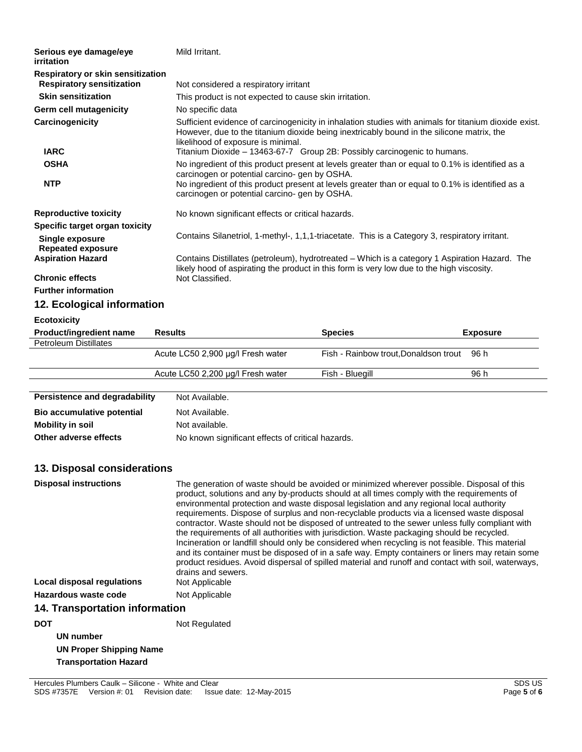| | |
|---|---|
| **Serious eye damage/eye irritation** | Mild Irritant. |
| **Respiratory or skin sensitization** | |
| **Respiratory sensitization** | Not considered a respiratory irritant |
| **Skin sensitization** | This product is not expected to cause skin irritation. |
| **Germ cell mutagenicity** | No specific data |
| **Carcinogenicity** | Sufficient evidence of carcinogenicity in inhalation studies with animals for titanium dioxide exist. However, due to the titanium dioxide being inextricably bound in the silicone matrix, the likelihood of exposure is minimal. |
| **IARC** | Titanium Dioxide – 13463-67-7 Group 2B: Possibly carcinogenic to humans. |
| **OSHA** | No ingredient of this product present at levels greater than or equal to 0.1% is identified as a carcinogen or potential carcino- gen by OSHA. |
| **NTP** | No ingredient of this product present at levels greater than or equal to 0.1% is identified as a carcinogen or potential carcino- gen by OSHA. |
| **Reproductive toxicity** | No known significant effects or critical hazards. |
| **Specific target organ toxicity** | |
| **Single exposure** | Contains Silanetriol, 1-methyl-, 1,1,1-triacetate. This is a Category 3, respiratory irritant. |
| **Repeated exposure** | |
| **Aspiration Hazard** | Contains Distillates (petroleum), hydrotreated – Which is a category 1 Aspiration Hazard. The likely hood of aspirating the product in this form is very low due to the high viscosity. |
| **Chronic effects** | Not Classified. |
| **Further information** | |

## 12. Ecological information

**Ecotoxicity**

| Product/ingredient name | Results | Species | Exposure |
|---|---|---|---|
| Petroleum Distillates | | | |
| | Acute LC50 2,900 µg/l Fresh water | Fish - Rainbow trout,Donaldson trout | 96 h |
| | Acute LC50 2,200 µg/l Fresh water | Fish - Bluegill | 96 h |

| | |
|---|---|
| **Persistence and degradability** | Not Available. |
| **Bio accumulative potential** | Not Available. |
| **Mobility in soil** | Not available. |
| **Other adverse effects** | No known significant effects of critical hazards. |

## 13. Disposal considerations

| | |
|---|---|
| **Disposal instructions** | The generation of waste should be avoided or minimized wherever possible. Disposal of this product, solutions and any by-products should at all times comply with the requirements of environmental protection and waste disposal legislation and any regional local authority requirements. Dispose of surplus and non-recyclable products via a licensed waste disposal contractor. Waste should not be disposed of untreated to the sewer unless fully compliant with the requirements of all authorities with jurisdiction. Waste packaging should be recycled. Incineration or landfill should only be considered when recycling is not feasible. This material and its container must be disposed of in a safe way. Empty containers or liners may retain some product residues. Avoid dispersal of spilled material and runoff and contact with soil, waterways, drains and sewers. |
| **Local disposal regulations** | Not Applicable |
| **Hazardous waste code** | Not Applicable |

## 14. Transportation information

| | |
|---|---|
| **DOT** | Not Regulated |
| **UN number** | |
| **UN Proper Shipping Name** | |
| **Transportation Hazard** | |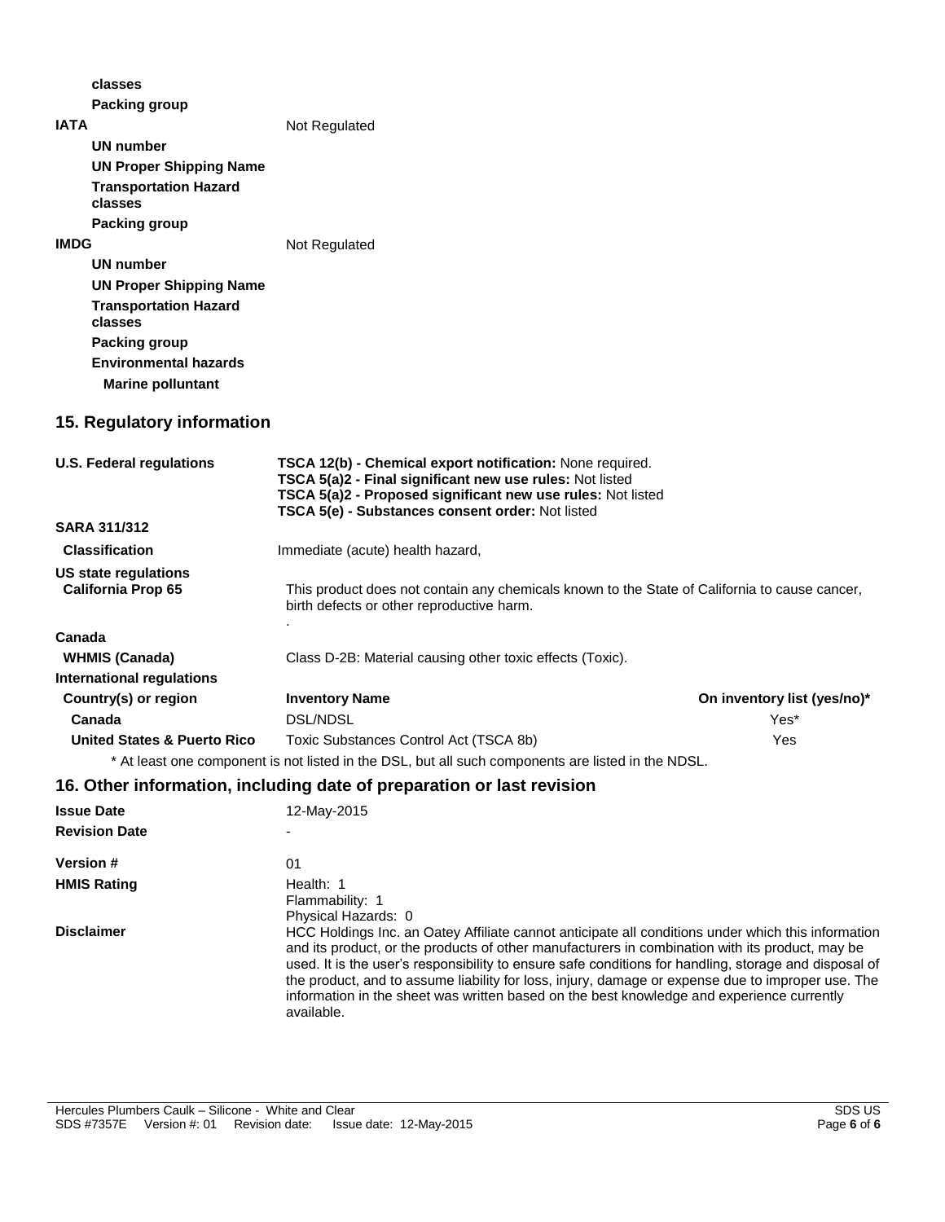**classes**

**Packing group**

**IATA** Not Regulated

**UN number**

**UN Proper Shipping Name**

**Transportation Hazard classes**

**Packing group**

**IMDG** Not Regulated

**UN number**

**UN Proper Shipping Name**

**Transportation Hazard classes**

**Packing group**

**Environmental hazards**

**Marine pollutant**

## 15. Regulatory information

**U.S. Federal regulations**

**TSCA 12(b) - Chemical export notification:** None required.
**TSCA 5(a)2 - Final significant new use rules:** Not listed
**TSCA 5(a)2 - Proposed significant new use rules:** Not listed
**TSCA 5(e) - Substances consent order:** Not listed

**SARA 311/312**

**Classification** Immediate (acute) health hazard,

**US state regulations**

**California Prop 65** This product does not contain any chemicals known to the State of California to cause cancer, birth defects or other reproductive harm.

.

**Canada**

**WHMIS (Canada)** Class D-2B: Material causing other toxic effects (Toxic).

**International regulations**

| Country(s) or region | Inventory Name | On inventory list (yes/no)* |
|---|---|---|
| Canada | DSL/NDSL | Yes* |
| United States & Puerto Rico | Toxic Substances Control Act (TSCA 8b) | Yes |

\* At least one component is not listed in the DSL, but all such components are listed in the NDSL.

## 16. Other information, including date of preparation or last revision

**Issue Date** 12-May-2015

**Revision Date** -

**Version #** 01

**HMIS Rating**
Health: 1
Flammability: 1
Physical Hazards: 0

**Disclaimer** HCC Holdings Inc. an Oatey Affiliate cannot anticipate all conditions under which this information and its product, or the products of other manufacturers in combination with its product, may be used. It is the user's responsibility to ensure safe conditions for handling, storage and disposal of the product, and to assume liability for loss, injury, damage or expense due to improper use. The information in the sheet was written based on the best knowledge and experience currently available.